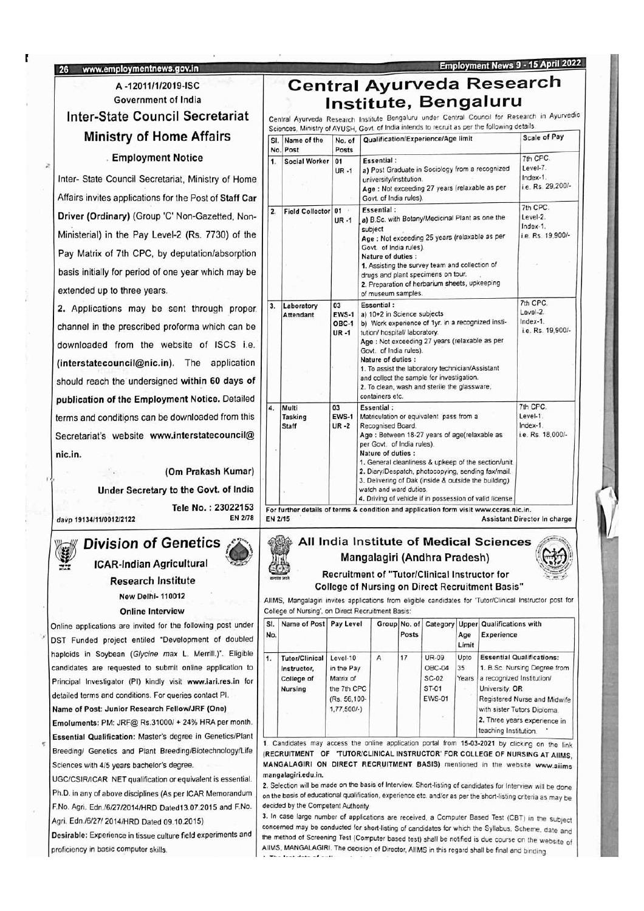A -12011/1/2019-ISC

Government of India

## Inter-State Council Secretariat

## Ministry of Home Affairs

### Employment Notice

Inter- State Council Secretariat, Ministry of Home Affairs invites applications for the Post of **Staff Car Driver (Ordinary)** (Group 'C' Non-Gazetted, Non-Ministerial) in the Pay Level-2 (Rs. 7730) of the Pay Matrix of 7th CPC, by deputation/absorption basis initially for period of one year which may be extended up to three years.

**2.** Applications may be sent through proper channel in the prescribed proforma which can be downloaded from the website of ISCS i.e. **(interstatecouncil@nic.in)**. The application should reach the undersigned **within 60 days of publication of the Employment Notice.** Detailed terms and conditions can be downloaded from this Secretariat's website **www.interstatecouncil@nic.in.**

(Om Prakash Kumar)

Under Secretary to the Govt. of India

Tele No. : 23022153

davp 19134/11/0012/2122

EN 2/78

## Division of Genetics

### ICAR-Indian Agricultural Research Institute

**New Delhi- 110012**

**Online Interview**

Online applications are invited for the following post under DST Funded project entiled "Development of doubled haploids in Soybean (*Glycine max* L. Merrill.)". Eligible candidates are requested to submit online application to Principal Investigator (PI) kindly visit **www.iari.res.in** for detailed terms and conditions. For queries contact PI.

**Name of Post: Junior Research Fellow/JRF (One)**

**Emoluments:** PM: JRF@ Rs.31000/ + 24% HRA per month.

**Essential Qualification:** Master's degree in Genetics/Plant Breeding/ Genetics and Plant Breeding/Biotechnology/Life Sciences with 4/5 years bachelor's degree.

UGC/CSIR/ICAR NET qualification or equivalent is essential. Ph.D. in any of above disciplines (As per ICAR Memorandum F.No. Agri. Edn./6/27/2014/HRD Dated13.07.2015 and F.No. Agri. Edn./6/27/ 2014/HRD Dated 09.10.2015)

**Desirable:** Experience in tissue culture field experiments and proficiency in basic computer skills.

# Central Ayurveda Research Institute, Bengaluru

Central Ayurveda Research Institute Bengaluru under Central Council for Research in Ayurvedic Sciences, Ministry of AYUSH, Govt. of India intends to recruit as per the following details

| Sl. No. | Name of the Post | No. of Posts | Qualification/Experience/Age limit | Scale of Pay |
|---|---|---|---|---|
| 1. | Social Worker | 01 UR -1 | **Essential :** a) Post Graduate in Sociology from a recognized university/institution. **Age :** Not exceeding 27 years (relaxable as per Govt. of India rules). | 7th CPC. Level-7. Index-1. i.e. Rs. 29,200/- |
| 2. | Field Collector | 01 UR -1 | **Essential :** a) B.Sc. with Botany/Medicinal Plant as one the subject **Age :** Not exceeding 25 years (relaxable as per Govt. of India rules). **Nature of duties :** 1. Assisting the survey team and collection of drugs and plant specimens on tour. 2. Preparation of herbarium sheets, upkeeping of museum samples. | 7th CPC. Level-2. Index-1. i.e. Rs. 19,900/- |
| 3. | Laboratory Attendant | 03 EWS-1 OBC-1 UR -1 | **Essential :** a) 10+2 in Science subjects b) Work experience of 1yr. in a recognized institution/ hospital/ laboratory. **Age :** Not exceeding 27 years (relaxable as per Govt. of India rules). **Nature of duties :** 1. To assist the laboratory technician/Assistant and collect the sample for investigation. 2. To clean, wash and sterile the glassware, containers etc. | 7th CPC. Level-2. Index-1. i.e. Rs. 19,900/- |
| 4. | Multi Tasking Staff | 03 EWS-1 UR -2 | **Essential :** Matriculation or equivalent pass from a Recognised Board. **Age :** Between 18-27 years of age(relaxable as per Govt. of India rules). **Nature of duties :** 1. General cleanliness & upkeep of the section/unit. 2. Diary/Despatch, photocopying, sending fax/mail. 3. Delivering of Dak (inside & outside the building) watch and ward duties. 4. Driving of vehicle if in possession of valid license | 7th CPC. Level-1. Index-1. i.e. Rs. 18,000/- |

**For further details of terms & condition and application form visit www.ccras.nic.in.**

EN 2/15

**Assistant Director In charge**

## All India Institute of Medical Sciences

### Mangalagiri (Andhra Pradesh)

**Recruitment of "Tutor/Clinical Instructor for College of Nursing on Direct Recruitment Basis"**

AIIMS, Mangalagiri invites applications from eligible candidates for 'Tutor/Clinical Instructor post for College of Nursing', on Direct Recruitment Basis:

| Sl. No. | Name of Post | Pay Level | Group | No. of Posts | Category | Upper Age Limit | Qualifications with Experience |
|---|---|---|---|---|---|---|---|
| 1. | Tutor/Clinical Instructor, College of Nursing | Level-10 in the Pay Matrix of the 7th CPC (Rs. 56,100-1,77,500/-) | A | 17 | UR-09 OBC-04 SC-02 ST-01 EWS-01 | Upto 35 Years | **Essential Qualifications:** 1. B.Sc. Nursing Degree from a recognized Institution/ University. OR Registered Nurse and Midwife with sister Tutors Diploma. 2. Three years experience in teaching Institution. |

1. Candidates may access the online application portal from **15-03-2021** by clicking on the link **(RECRUITMENT OF 'TUTOR/CLINICAL INSTRUCTOR' FOR COLLEGE OF NURSING AT AIIMS, MANGALAGIRI ON DIRECT RECRUITMENT BASIS)** mentioned in the website **www.aiims mangalagiri.edu.in.**

2. Selection will be made on the basis of Interview. Short-listing of candidates for Interview will be done on the basis of educational qualification, experience etc. and/or as per the short-listing criteria as may be decided by the Competent Authority

3. In case large number of applications are received, a Computer Based Test (CBT) in the subject concerned may be conducted for short-listing of candidates for which the Syllabus, Scheme, date and the method of Screening Test (Computer based test) shall be notified is due course on the website of AIIMS, MANGALAGIRI. The decision of Director, AIIMS in this regard shall be final and binding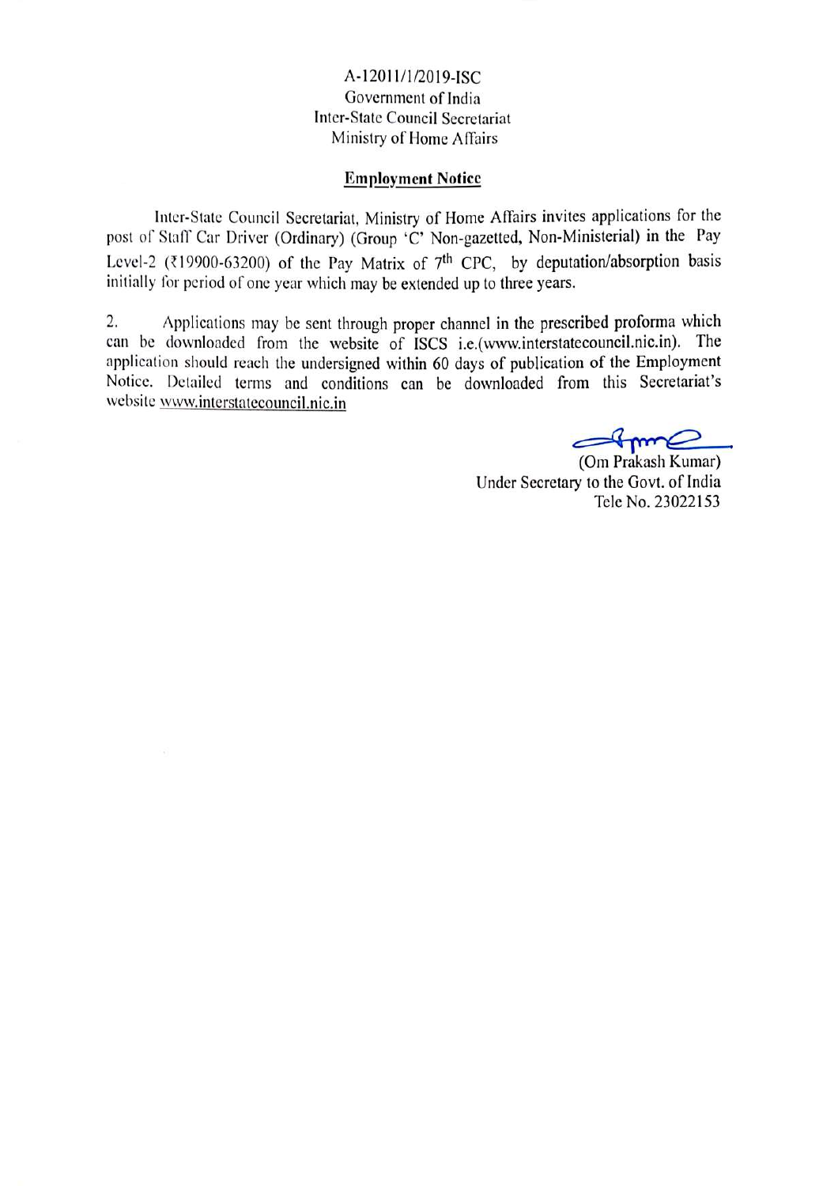A-12011/1/2019-ISC
Government of India
Inter-State Council Secretariat
Ministry of Home Affairs

**Employment Notice**

Inter-State Council Secretariat, Ministry of Home Affairs invites applications for the post of Staff Car Driver (Ordinary) (Group 'C' Non-gazetted, Non-Ministerial) in the Pay Level-2 (₹19900-63200) of the Pay Matrix of 7th CPC, by deputation/absorption basis initially for period of one year which may be extended up to three years.

2. Applications may be sent through proper channel in the prescribed proforma which can be downloaded from the website of ISCS i.e.(www.interstatecouncil.nic.in). The application should reach the undersigned within 60 days of publication of the Employment Notice. Detailed terms and conditions can be downloaded from this Secretariat's website www.interstatecouncil.nic.in

(Om Prakash Kumar)
Under Secretary to the Govt. of India
Tele No. 23022153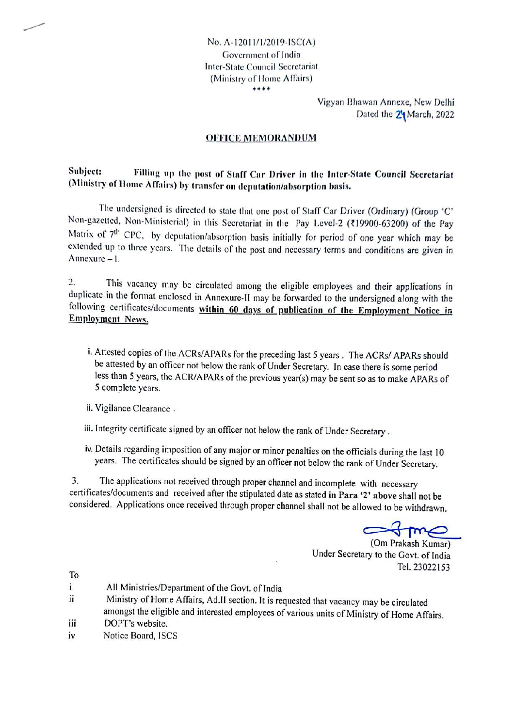No. A-12011/1/2019-ISC(A)
Government of India
Inter-State Council Secretariat
(Ministry of Home Affairs)
\*\*\*\*

Vigyan Bhawan Annexe, New Delhi
Dated the 24 March, 2022

**OFFICE MEMORANDUM**

**Subject: Filling up the post of Staff Car Driver in the Inter-State Council Secretariat (Ministry of Home Affairs) by transfer on deputation/absorption basis.**

The undersigned is directed to state that one post of Staff Car Driver (Ordinary) (Group 'C' Non-gazetted, Non-Ministerial) in this Secretariat in the Pay Level-2 (₹19900-63200) of the Pay Matrix of 7th CPC, by deputation/absorption basis initially for period of one year which may be extended up to three years. The details of the post and necessary terms and conditions are given in Annexure – I.

2. This vacancy may be circulated among the eligible employees and their applications in duplicate in the format enclosed in Annexure-II may be forwarded to the undersigned along with the following certificates/documents **within 60 days of publication of the Employment Notice in Employment News.**

i. Attested copies of the ACRs/APARs for the preceding last 5 years. The ACRs/ APARs should be attested by an officer not below the rank of Under Secretary. In case there is some period less than 5 years, the ACR/APARs of the previous year(s) may be sent so as to make APARs of 5 complete years.

ii. Vigilance Clearance.

iii. Integrity certificate signed by an officer not below the rank of Under Secretary.

iv. Details regarding imposition of any major or minor penalties on the officials during the last 10 years. The certificates should be signed by an officer not below the rank of Under Secretary.

3. The applications not received through proper channel and incomplete with necessary certificates/documents and received after the stipulated date as stated in **Para '2' above** shall not be considered. Applications once received through proper channel shall not be allowed to be withdrawn.

(Om Prakash Kumar)
Under Secretary to the Govt. of India
Tel. 23022153

To

i All Ministries/Department of the Govt. of India
ii Ministry of Home Affairs, Ad.II section. It is requested that vacancy may be circulated amongst the eligible and interested employees of various units of Ministry of Home Affairs.
iii DOPT's website.
iv Notice Board, ISCS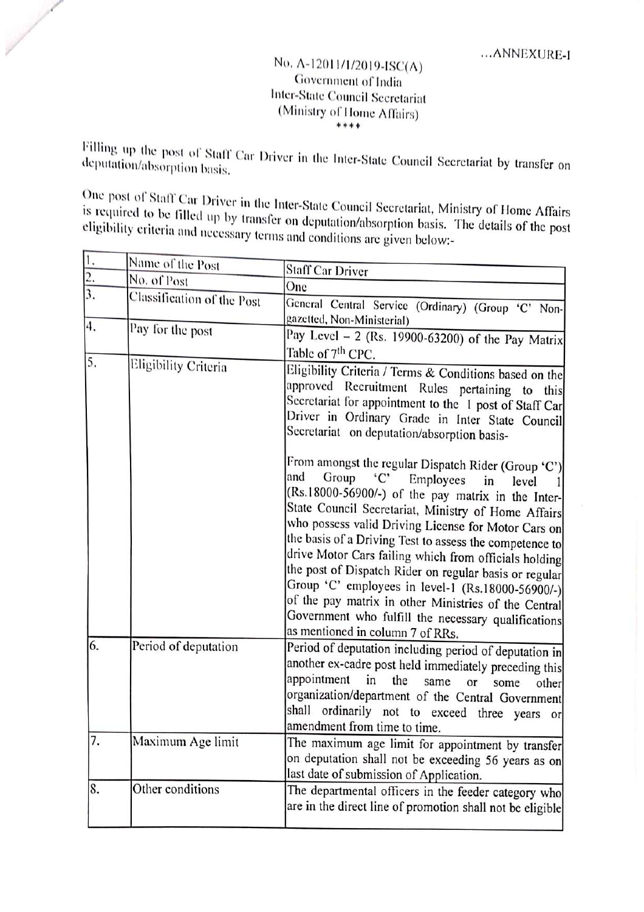...ANNEXURE-I

No. A-12011/1/2019-ISC(A)
Government of India
Inter-State Council Secretariat
(Ministry of Home Affairs)
\*\*\*\*

Filling up the post of Staff Car Driver in the Inter-State Council Secretariat by transfer on deputation/absorption basis.

One post of Staff Car Driver in the Inter-State Council Secretariat, Ministry of Home Affairs is required to be filled up by transfer on deputation/absorption basis. The details of the post eligibility criteria and necessary terms and conditions are given below:-

| | | |
|---|---|---|
| 1. | Name of the Post | Staff Car Driver |
| 2. | No. of Post | One |
| 3. | Classification of the Post | General Central Service (Ordinary) (Group 'C' Non-gazetted, Non-Ministerial) |
| 4. | Pay for the post | Pay Level – 2 (Rs. 19900-63200) of the Pay Matrix Table of 7th CPC. |
| 5. | Eligibility Criteria | Eligibility Criteria / Terms & Conditions based on the approved Recruitment Rules pertaining to this Secretariat for appointment to the 1 post of Staff Car Driver in Ordinary Grade in Inter State Council Secretariat on deputation/absorption basis-<br><br>From amongst the regular Dispatch Rider (Group 'C') and Group 'C' Employees in level 1 (Rs.18000-56900/-) of the pay matrix in the Inter-State Council Secretariat, Ministry of Home Affairs who possess valid Driving License for Motor Cars on the basis of a Driving Test to assess the competence to drive Motor Cars failing which from officials holding the post of Dispatch Rider on regular basis or regular Group 'C' employees in level-1 (Rs.18000-56900/-) of the pay matrix in other Ministries of the Central Government who fulfill the necessary qualifications as mentioned in column 7 of RRs. |
| 6. | Period of deputation | Period of deputation including period of deputation in another ex-cadre post held immediately preceding this appointment in the same or some other organization/department of the Central Government shall ordinarily not to exceed three years or amendment from time to time. |
| 7. | Maximum Age limit | The maximum age limit for appointment by transfer on deputation shall not be exceeding 56 years as on last date of submission of Application. |
| 8. | Other conditions | The departmental officers in the feeder category who are in the direct line of promotion shall not be eligible |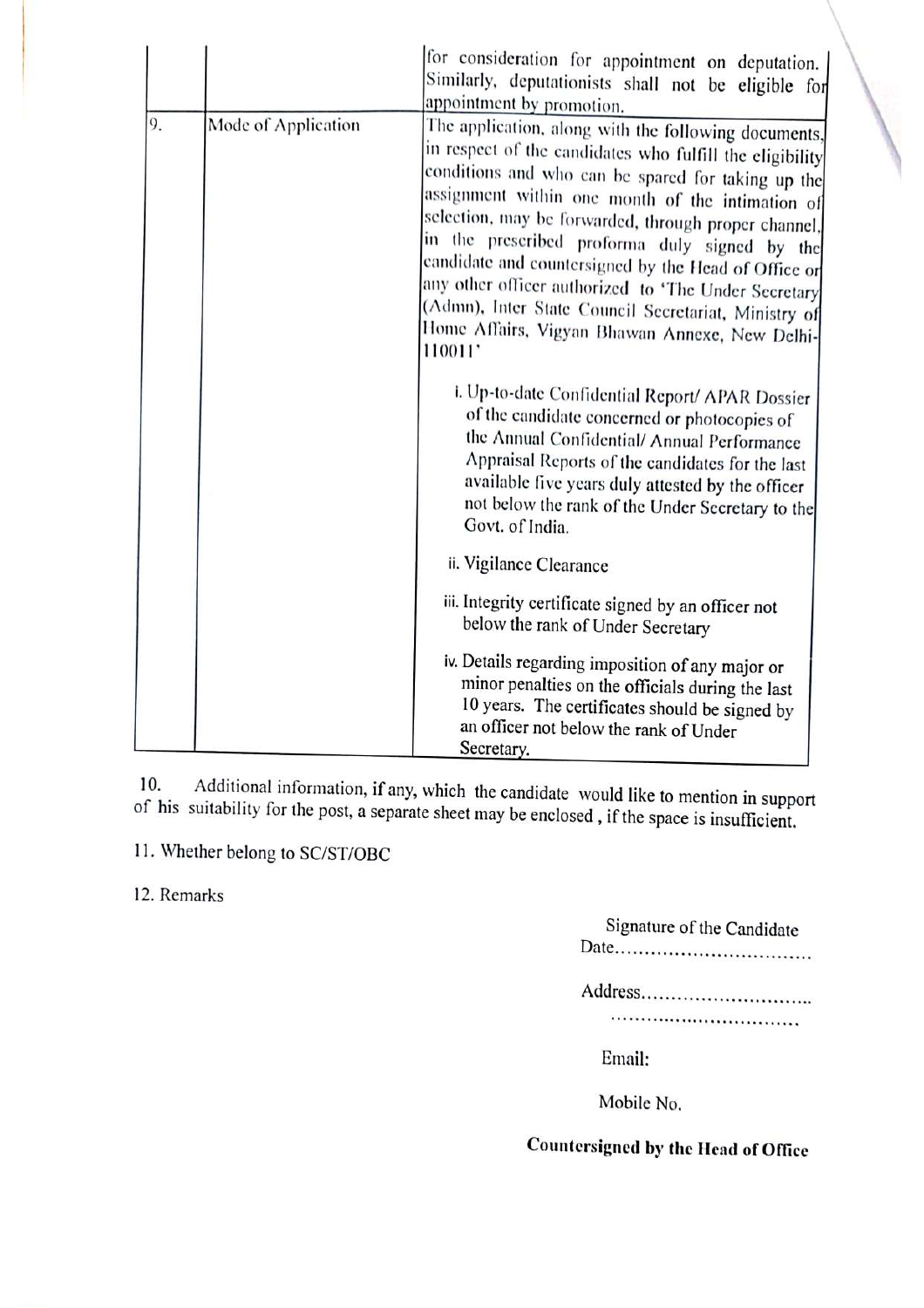| | | |
|---|---|---|
| | | for consideration for appointment on deputation. Similarly, deputationists shall not be eligible for appointment by promotion. |
| 9. | Mode of Application | The application, along with the following documents, in respect of the candidates who fulfill the eligibility conditions and who can be spared for taking up the assignment within one month of the intimation of selection, may be forwarded, through proper channel, in the prescribed proforma duly signed by the candidate and countersigned by the Head of Office or any other officer authorized to 'The Under Secretary (Admn), Inter State Council Secretariat, Ministry of Home Affairs, Vigyan Bhawan Annexe, New Delhi-110011'<br><br>i. Up-to-date Confidential Report/ APAR Dossier of the candidate concerned or photocopies of the Annual Confidential/ Annual Performance Appraisal Reports of the candidates for the last available five years duly attested by the officer not below the rank of the Under Secretary to the Govt. of India.<br><br>ii. Vigilance Clearance<br><br>iii. Integrity certificate signed by an officer not below the rank of Under Secretary<br><br>iv. Details regarding imposition of any major or minor penalties on the officials during the last 10 years. The certificates should be signed by an officer not below the rank of Under Secretary. |

10. Additional information, if any, which the candidate would like to mention in support of his suitability for the post, a separate sheet may be enclosed , if the space is insufficient.

11. Whether belong to SC/ST/OBC

12. Remarks

Signature of the Candidate

Date.................................

Address.............................

................................

Email:

Mobile No.

**Countersigned by the Head of Office**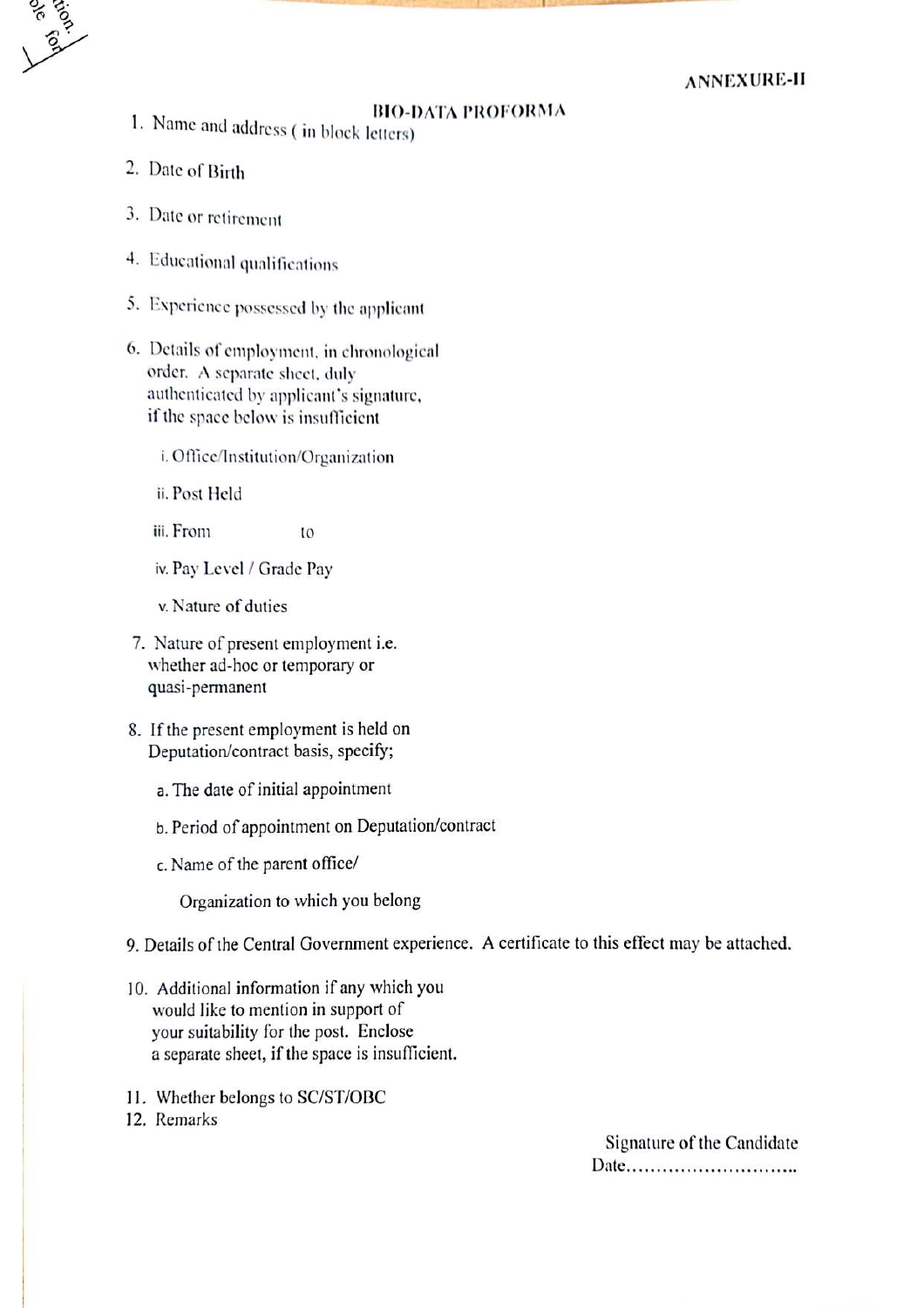**ANNEXURE-II**

## BIO-DATA PROFORMA

1. Name and address ( in block letters)

2. Date of Birth

3. Date or retirement

4. Educational qualifications

5. Experience possessed by the applicant

6. Details of employment, in chronological order. A separate sheet, duly authenticated by applicant's signature, if the space below is insufficient

    i. Office/Institution/Organization

    ii. Post Held

    iii. From  to

    iv. Pay Level / Grade Pay

    v. Nature of duties

7. Nature of present employment i.e. whether ad-hoc or temporary or quasi-permanent

8. If the present employment is held on Deputation/contract basis, specify;

    a. The date of initial appointment

    b. Period of appointment on Deputation/contract

    c. Name of the parent office/ Organization to which you belong

9. Details of the Central Government experience. A certificate to this effect may be attached.

10. Additional information if any which you would like to mention in support of your suitability for the post. Enclose a separate sheet, if the space is insufficient.

11. Whether belongs to SC/ST/OBC

12. Remarks

Signature of the Candidate

Date..............................